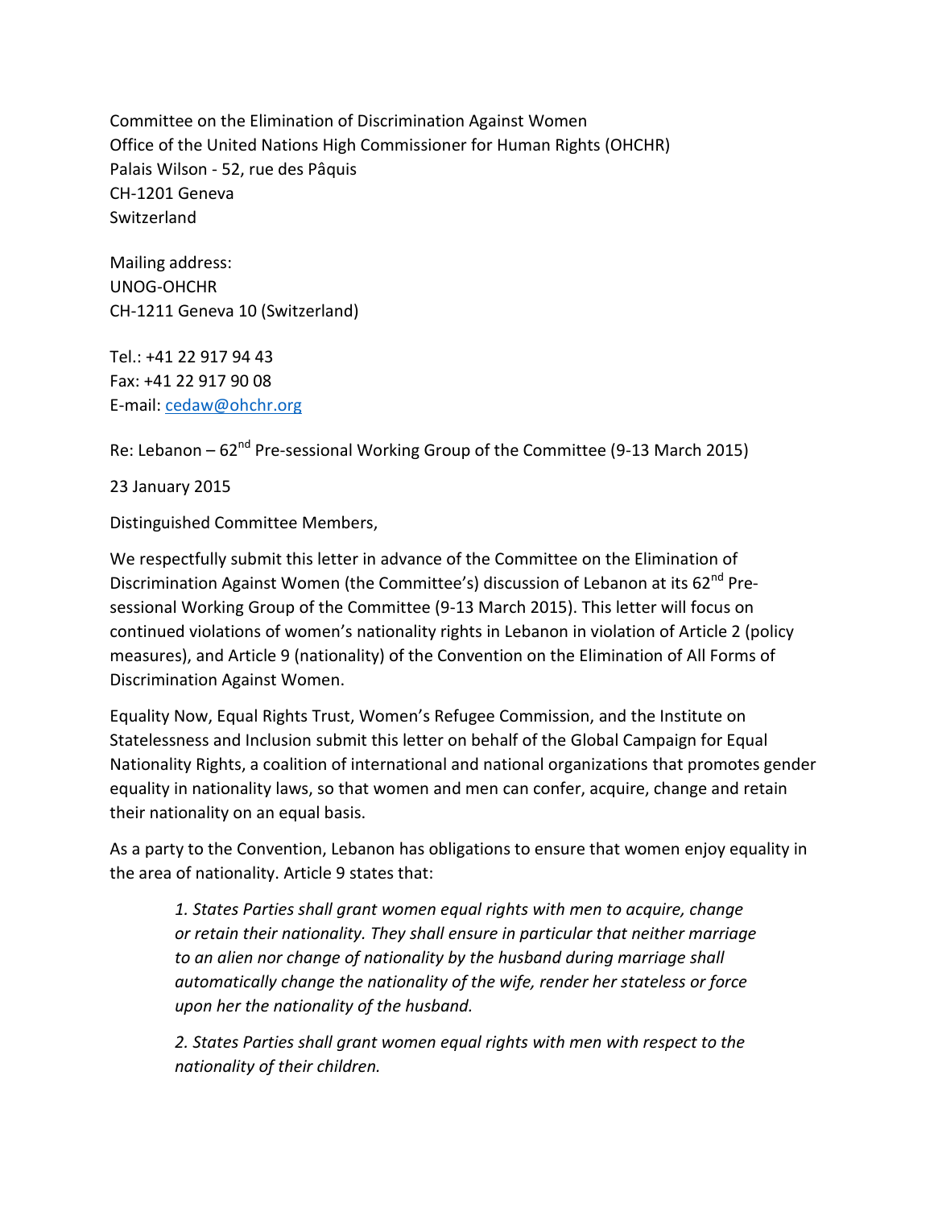Committee on the Elimination of Discrimination Against Women
Office of the United Nations High Commissioner for Human Rights (OHCHR)
Palais Wilson - 52, rue des Pâquis
CH-1201 Geneva
Switzerland

Mailing address:
UNOG-OHCHR
CH-1211 Geneva 10 (Switzerland)

Tel.: +41 22 917 94 43
Fax: +41 22 917 90 08
E-mail: cedaw@ohchr.org

Re: Lebanon – 62nd Pre-sessional Working Group of the Committee (9-13 March 2015)

23 January 2015

Distinguished Committee Members,

We respectfully submit this letter in advance of the Committee on the Elimination of Discrimination Against Women (the Committee's) discussion of Lebanon at its 62nd Pre-sessional Working Group of the Committee (9-13 March 2015). This letter will focus on continued violations of women's nationality rights in Lebanon in violation of Article 2 (policy measures), and Article 9 (nationality) of the Convention on the Elimination of All Forms of Discrimination Against Women.

Equality Now, Equal Rights Trust, Women's Refugee Commission, and the Institute on Statelessness and Inclusion submit this letter on behalf of the Global Campaign for Equal Nationality Rights, a coalition of international and national organizations that promotes gender equality in nationality laws, so that women and men can confer, acquire, change and retain their nationality on an equal basis.

As a party to the Convention, Lebanon has obligations to ensure that women enjoy equality in the area of nationality. Article 9 states that:

> *1. States Parties shall grant women equal rights with men to acquire, change or retain their nationality. They shall ensure in particular that neither marriage to an alien nor change of nationality by the husband during marriage shall automatically change the nationality of the wife, render her stateless or force upon her the nationality of the husband.*
>
> *2. States Parties shall grant women equal rights with men with respect to the nationality of their children.*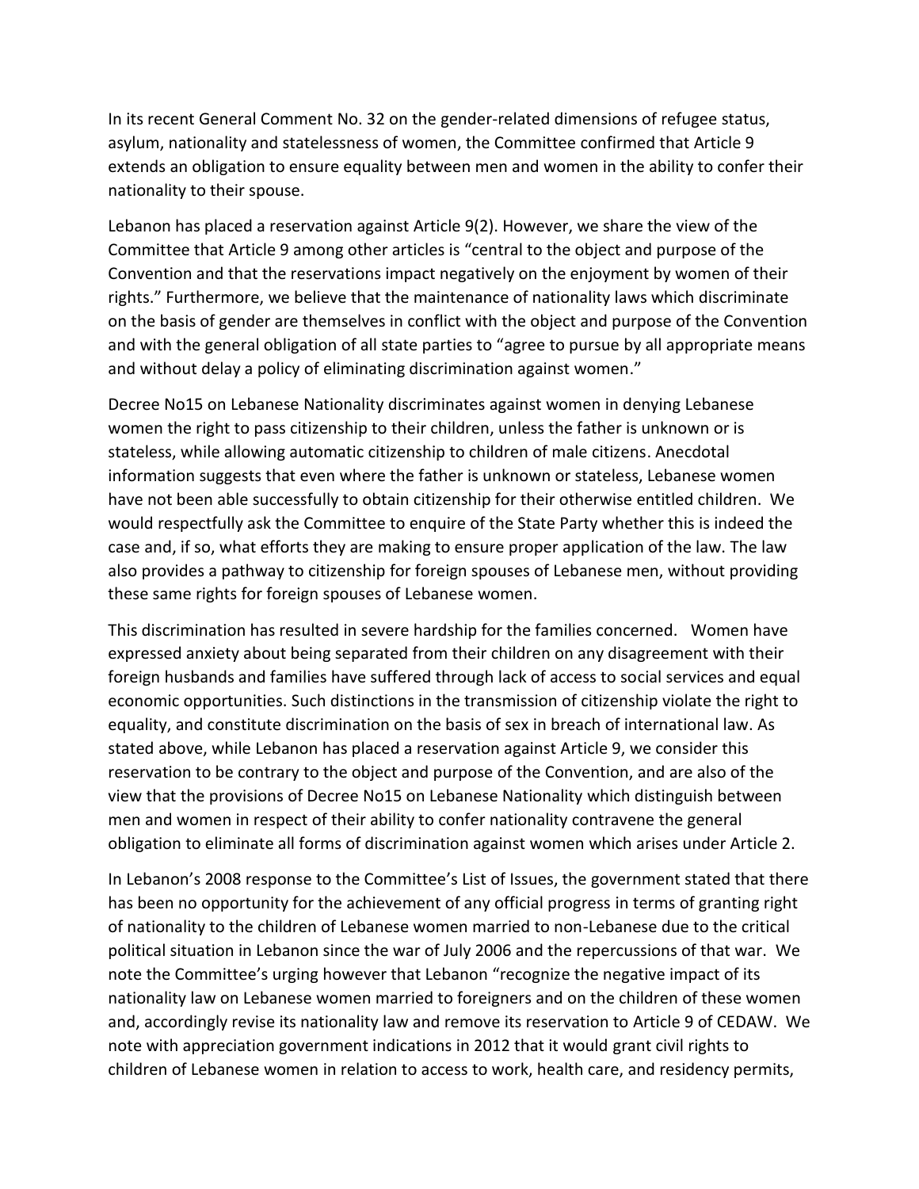In its recent General Comment No. 32 on the gender-related dimensions of refugee status, asylum, nationality and statelessness of women, the Committee confirmed that Article 9 extends an obligation to ensure equality between men and women in the ability to confer their nationality to their spouse.

Lebanon has placed a reservation against Article 9(2). However, we share the view of the Committee that Article 9 among other articles is "central to the object and purpose of the Convention and that the reservations impact negatively on the enjoyment by women of their rights." Furthermore, we believe that the maintenance of nationality laws which discriminate on the basis of gender are themselves in conflict with the object and purpose of the Convention and with the general obligation of all state parties to "agree to pursue by all appropriate means and without delay a policy of eliminating discrimination against women."

Decree No15 on Lebanese Nationality discriminates against women in denying Lebanese women the right to pass citizenship to their children, unless the father is unknown or is stateless, while allowing automatic citizenship to children of male citizens. Anecdotal information suggests that even where the father is unknown or stateless, Lebanese women have not been able successfully to obtain citizenship for their otherwise entitled children. We would respectfully ask the Committee to enquire of the State Party whether this is indeed the case and, if so, what efforts they are making to ensure proper application of the law. The law also provides a pathway to citizenship for foreign spouses of Lebanese men, without providing these same rights for foreign spouses of Lebanese women.

This discrimination has resulted in severe hardship for the families concerned. Women have expressed anxiety about being separated from their children on any disagreement with their foreign husbands and families have suffered through lack of access to social services and equal economic opportunities. Such distinctions in the transmission of citizenship violate the right to equality, and constitute discrimination on the basis of sex in breach of international law. As stated above, while Lebanon has placed a reservation against Article 9, we consider this reservation to be contrary to the object and purpose of the Convention, and are also of the view that the provisions of Decree No15 on Lebanese Nationality which distinguish between men and women in respect of their ability to confer nationality contravene the general obligation to eliminate all forms of discrimination against women which arises under Article 2.

In Lebanon's 2008 response to the Committee's List of Issues, the government stated that there has been no opportunity for the achievement of any official progress in terms of granting right of nationality to the children of Lebanese women married to non-Lebanese due to the critical political situation in Lebanon since the war of July 2006 and the repercussions of that war. We note the Committee's urging however that Lebanon "recognize the negative impact of its nationality law on Lebanese women married to foreigners and on the children of these women and, accordingly revise its nationality law and remove its reservation to Article 9 of CEDAW. We note with appreciation government indications in 2012 that it would grant civil rights to children of Lebanese women in relation to access to work, health care, and residency permits,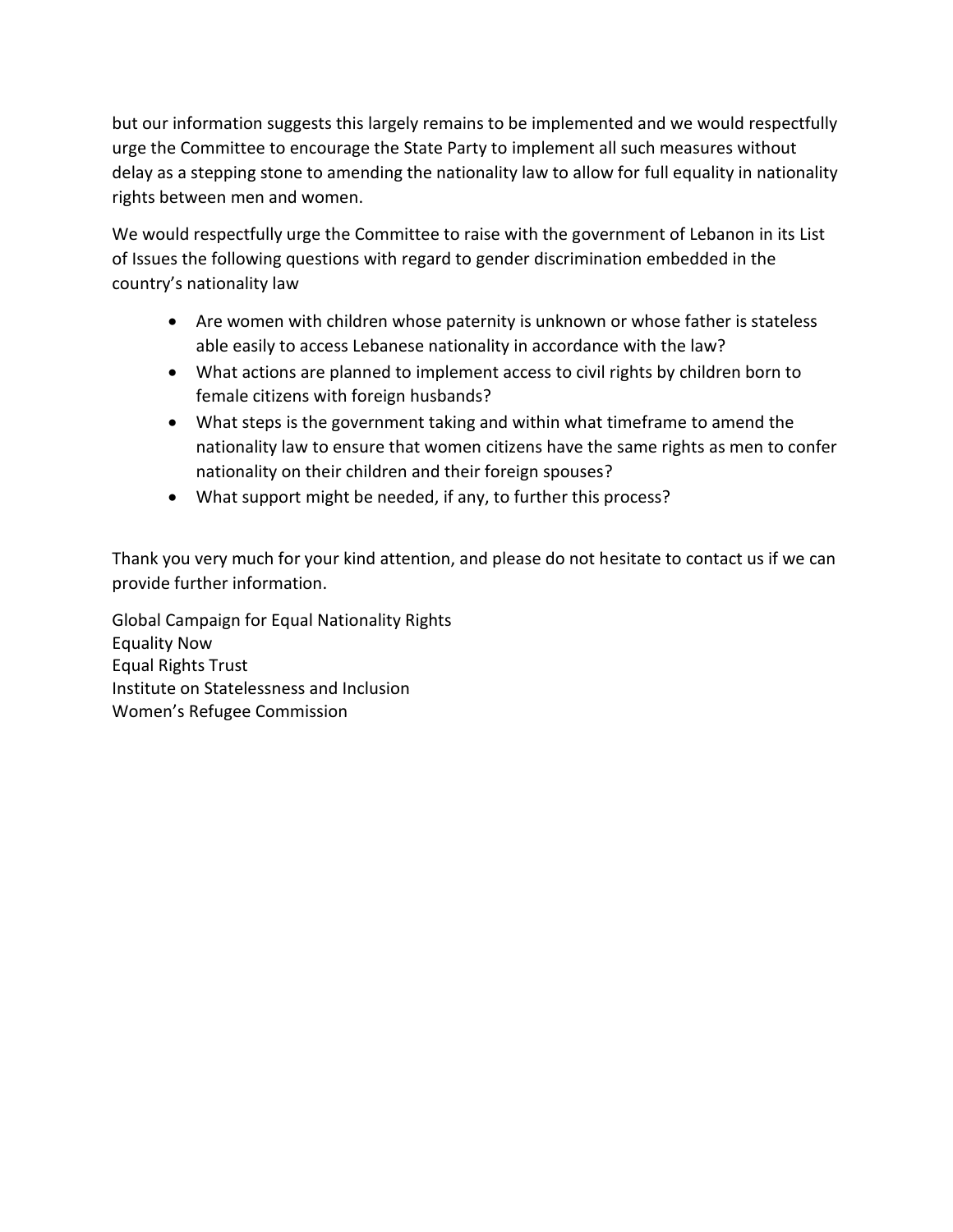but our information suggests this largely remains to be implemented and we would respectfully urge the Committee to encourage the State Party to implement all such measures without delay as a stepping stone to amending the nationality law to allow for full equality in nationality rights between men and women.

We would respectfully urge the Committee to raise with the government of Lebanon in its List of Issues the following questions with regard to gender discrimination embedded in the country's nationality law

- Are women with children whose paternity is unknown or whose father is stateless able easily to access Lebanese nationality in accordance with the law?
- What actions are planned to implement access to civil rights by children born to female citizens with foreign husbands?
- What steps is the government taking and within what timeframe to amend the nationality law to ensure that women citizens have the same rights as men to confer nationality on their children and their foreign spouses?
- What support might be needed, if any, to further this process?

Thank you very much for your kind attention, and please do not hesitate to contact us if we can provide further information.

Global Campaign for Equal Nationality Rights
Equality Now
Equal Rights Trust
Institute on Statelessness and Inclusion
Women's Refugee Commission